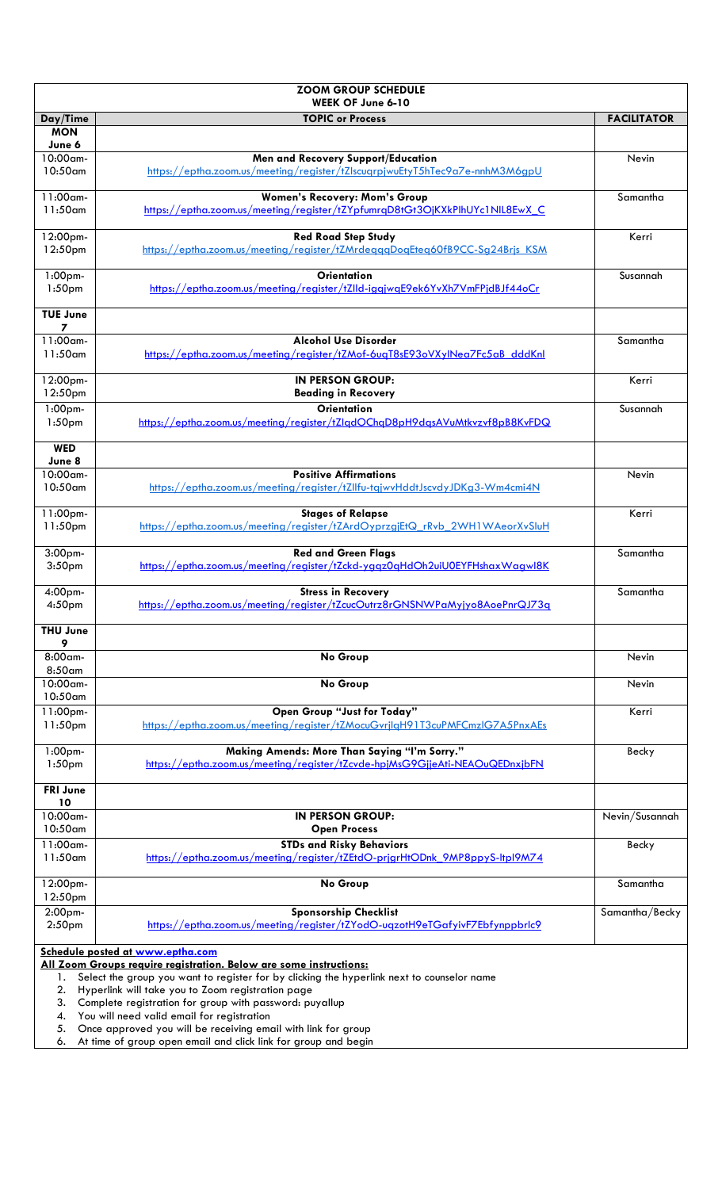| ZOOM GROUP SCHEDULE<br>WEEK OF June 6-10 | | |
|---|---|---|
| **Day/Time** | **TOPIC or Process** | **FACILITATOR** |
| **MON June 6** | | |
| 10:00am-10:50am | **Men and Recovery Support/Education**<br>https://eptha.zoom.us/meeting/register/tZIscuqrpjwuEtyT5hTec9a7e-nnhM3M6gpU | Nevin |
| 11:00am-11:50am | **Women's Recovery: Mom's Group**<br>https://eptha.zoom.us/meeting/register/tZYpfumrqD8tGt3OjKXkPIhUYc1NIL8EwX_C | Samantha |
| 12:00pm-12:50pm | **Red Road Step Study**<br>https://eptha.zoom.us/meeting/register/tZMrdeqqqDoqEteq60fB9CC-Sg24Brjs_KSM | Kerri |
| 1:00pm-1:50pm | **Orientation**<br>https://eptha.zoom.us/meeting/register/tZIld-igqjwqE9ek6YvXh7VmFPjdBJf44oCr | Susannah |
| **TUE June 7** | | |
| 11:00am-11:50am | **Alcohol Use Disorder**<br>https://eptha.zoom.us/meeting/register/tZMof-6uqT8sE93oVXylNea7Fc5aB_dddKnl | Samantha |
| 12:00pm-12:50pm | **IN PERSON GROUP:**<br>**Beading in Recovery** | Kerri |
| 1:00pm-1:50pm | **Orientation**<br>https://eptha.zoom.us/meeting/register/tZIqdOChqD8pH9dqsAVuMtkvzvf8pB8KvFDQ | Susannah |
| **WED June 8** | | |
| 10:00am-10:50am | **Positive Affirmations**<br>https://eptha.zoom.us/meeting/register/tZIlfu-tqjwvHddtJscvdyJDKg3-Wm4cmi4N | Nevin |
| 11:00pm-11:50pm | **Stages of Relapse**<br>https://eptha.zoom.us/meeting/register/tZArdOyprzgjEtQ_rRvb_2WH1WAeorXvSluH | Kerri |
| 3:00pm-3:50pm | **Red and Green Flags**<br>https://eptha.zoom.us/meeting/register/tZckd-ygqz0qHdOh2uiU0EYFHshaxWagwI8K | Samantha |
| 4:00pm-4:50pm | **Stress in Recovery**<br>https://eptha.zoom.us/meeting/register/tZcucOutrz8rGNSNWPaMyjyo8AoePnrQJ73q | Samantha |
| **THU June 9** | | |
| 8:00am-8:50am | **No Group** | Nevin |
| 10:00am-10:50am | **No Group** | Nevin |
| 11:00pm-11:50pm | **Open Group "Just for Today"**<br>https://eptha.zoom.us/meeting/register/tZMocuGvrjlqH91T3cuPMFCmzlG7A5PnxAEs | Kerri |
| 1:00pm-1:50pm | **Making Amends: More Than Saying "I'm Sorry."**<br>https://eptha.zoom.us/meeting/register/tZcvde-hpjMsG9GjjeAti-NEAOuQEDnxjbFN | Becky |
| **FRI June 10** | | |
| 10:00am-10:50am | **IN PERSON GROUP:**<br>**Open Process** | Nevin/Susannah |
| 11:00am-11:50am | **STDs and Risky Behaviors**<br>https://eptha.zoom.us/meeting/register/tZEtdO-prjgrHtODnk_9MP8ppyS-ltpI9M74 | Becky |
| 12:00pm-12:50pm | **No Group** | Samantha |
| 2:00pm-2:50pm | **Sponsorship Checklist**<br>https://eptha.zoom.us/meeting/register/tZYodO-uqzotH9eTGafyivF7Ebfynppbrlc9 | Samantha/Becky |

**Schedule posted at www.eptha.com**

**All Zoom Groups require registration. Below are some instructions:**

1. Select the group you want to register for by clicking the hyperlink next to counselor name
2. Hyperlink will take you to Zoom registration page
3. Complete registration for group with password: puyallup
4. You will need valid email for registration
5. Once approved you will be receiving email with link for group
6. At time of group open email and click link for group and begin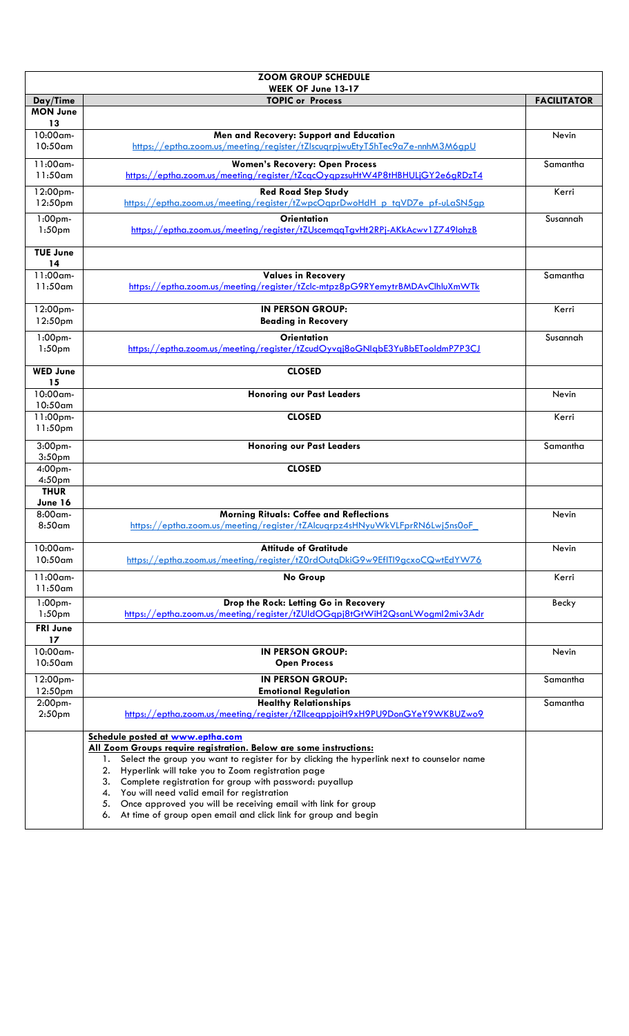| ZOOM GROUP SCHEDULE<br>WEEK OF June 13-17 | | |
|---|---|---|
| **Day/Time** | **TOPIC or Process** | **FACILITATOR** |
| **MON June 13** | | |
| 10:00am-10:50am | **Men and Recovery: Support and Education**<br>https://eptha.zoom.us/meeting/register/tZIscuqrpjwuEtyT5hTec9a7e-nnhM3M6gpU | Nevin |
| 11:00am-11:50am | **Women's Recovery: Open Process**<br>https://eptha.zoom.us/meeting/register/tZcqcOyqpzsuHtW4P8tHBHULjGY2e6gRDzT4 | Samantha |
| 12:00pm-12:50pm | **Red Road Step Study**<br>https://eptha.zoom.us/meeting/register/tZwpcOqprDwoHdH_p_tqVD7e_pf-uLaSN5gp | Kerri |
| 1:00pm-1:50pm | **Orientation**<br>https://eptha.zoom.us/meeting/register/tZUscemqqTgvHt2RPj-AKkAcwv1Z749lohzB | Susannah |
| **TUE June 14** | | |
| 11:00am-11:50am | **Values in Recovery**<br>https://eptha.zoom.us/meeting/register/tZclc-mtpz8pG9RYemytrBMDAvClhluXmWTk | Samantha |
| 12:00pm-12:50pm | **IN PERSON GROUP:**<br>**Beading in Recovery** | Kerri |
| 1:00pm-1:50pm | **Orientation**<br>https://eptha.zoom.us/meeting/register/tZcudOyvqj8oGNIqbE3YuBbETooldmP7P3CJ | Susannah |
| **WED June 15** | **CLOSED** | |
| 10:00am-10:50am | **Honoring our Past Leaders** | Nevin |
| 11:00pm-11:50pm | **CLOSED** | Kerri |
| 3:00pm-3:50pm | **Honoring our Past Leaders** | Samantha |
| 4:00pm-4:50pm | **CLOSED** | |
| **THUR June 16** | | |
| 8:00am-8:50am | **Morning Rituals: Coffee and Reflections**<br>https://eptha.zoom.us/meeting/register/tZAlcuqrpz4sHNyuWkVLFprRN6Lwj5ns0oF_ | Nevin |
| 10:00am-10:50am | **Attitude of Gratitude**<br>https://eptha.zoom.us/meeting/register/tZ0rdOutqDkiG9w9EfITI9gcxoCQwtEdYW76 | Nevin |
| 11:00am-11:50am | **No Group** | Kerri |
| 1:00pm-1:50pm | **Drop the Rock: Letting Go in Recovery**<br>https://eptha.zoom.us/meeting/register/tZUldOGqpj8tGtWiH2QsanLWogml2miv3Adr | Becky |
| **FRI June 17** | | |
| 10:00am-10:50am | **IN PERSON GROUP:**<br>**Open Process** | Nevin |
| 12:00pm-12:50pm | **IN PERSON GROUP:**<br>**Emotional Regulation** | Samantha |
| 2:00pm-2:50pm | **Healthy Relationships**<br>https://eptha.zoom.us/meeting/register/tZllceqppjoiH9xH9PU9DonGYeY9WKBUZwo9 | Samantha |
| | **Schedule posted at www.eptha.com**<br>**All Zoom Groups require registration. Below are some instructions:**<br>1. Select the group you want to register for by clicking the hyperlink next to counselor name<br>2. Hyperlink will take you to Zoom registration page<br>3. Complete registration for group with password: puyallup<br>4. You will need valid email for registration<br>5. Once approved you will be receiving email with link for group<br>6. At time of group open email and click link for group and begin | |